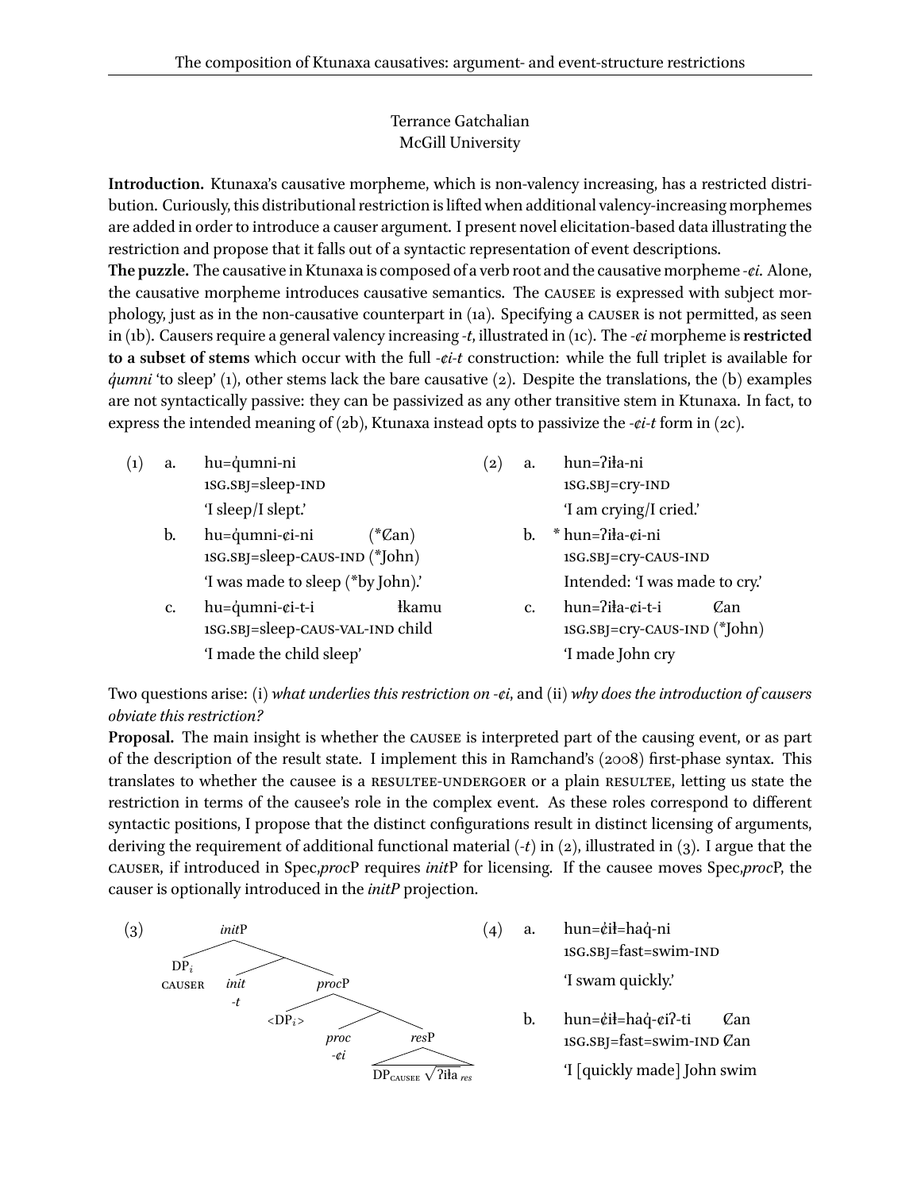The composition of Ktunaxa causatives: argument- and event-structure restrictions

Terrance Gatchalian
McGill University

**Introduction.** Ktunaxa's causative morpheme, which is non-valency increasing, has a restricted distribution. Curiously, this distributional restriction is lifted when additional valency-increasing morphemes are added in order to introduce a causer argument. I present novel elicitation-based data illustrating the restriction and propose that it falls out of a syntactic representation of event descriptions.

**The puzzle.** The causative in Ktunaxa is composed of a verb root and the causative morpheme *-¢i*. Alone, the causative morpheme introduces causative semantics. The CAUSEE is expressed with subject morphology, just as in the non-causative counterpart in (1a). Specifying a CAUSER is not permitted, as seen in (1b). Causers require a general valency increasing *-t*, illustrated in (1c). The *-¢i* morpheme is **restricted to a subset of stems** which occur with the full *-¢i-t* construction: while the full triplet is available for *q̓umni* 'to sleep' (1), other stems lack the bare causative (2). Despite the translations, the (b) examples are not syntactically passive: they can be passivized as any other transitive stem in Ktunaxa. In fact, to express the intended meaning of (2b), Ktunaxa instead opts to passivize the *-¢i-t* form in (2c).

(1) a. hu=q̓umni-ni
1SG.SBJ=sleep-IND
'I sleep/I slept.'

b. hu=q̓umni-¢i-ni (*Ȼan)
1SG.SBJ=sleep-CAUS-IND (*John)
'I was made to sleep (*by John).'

c. hu=q̓umni-¢i-t-i ɬkamu
1SG.SBJ=sleep-CAUS-VAL-IND child
'I made the child sleep'

(2) a. hun=ʔiɬa-ni
1SG.SBJ=cry-IND
'I am crying/I cried.'

b. * hun=ʔiɬa-¢i-ni
1SG.SBJ=cry-CAUS-IND
Intended: 'I was made to cry.'

c. hun=ʔiɬa-¢i-t-i Ȼan
1SG.SBJ=cry-CAUS-IND (*John)
'I made John cry

Two questions arise: (i) *what underlies this restriction on -¢i*, and (ii) *why does the introduction of causers obviate this restriction?*

**Proposal.** The main insight is whether the CAUSEE is interpreted part of the causing event, or as part of the description of the result state. I implement this in Ramchand's (2008) first-phase syntax. This translates to whether the causee is a RESULTEE-UNDERGOER or a plain RESULTEE, letting us state the restriction in terms of the causee's role in the complex event. As these roles correspond to different syntactic positions, I propose that the distinct configurations result in distinct licensing of arguments, deriving the requirement of additional functional material (*-t*) in (2), illustrated in (3). I argue that the CAUSER, if introduced in Spec,*proc*P requires *init*P for licensing. If the causee moves Spec,*proc*P, the causer is optionally introduced in the *initP* projection.

(3) [*init*P DP$_i$ CAUSER [ *init* -t [ *proc*P <DP$_i$> [ *proc* -¢i [ *res*P DP$_{\text{CAUSEE}}$ √ʔiɬa$_{res}$ ] ] ] ] ]

(4) a. hun=¢̓iɬ=haq̓-ni
1SG.SBJ=fast=swim-IND
'I swam quickly.'

b. hun=¢̓iɬ=haq̓-¢iʔ-ti Ȼan
1SG.SBJ=fast=swim-IND Ȼan
'I [quickly made] John swim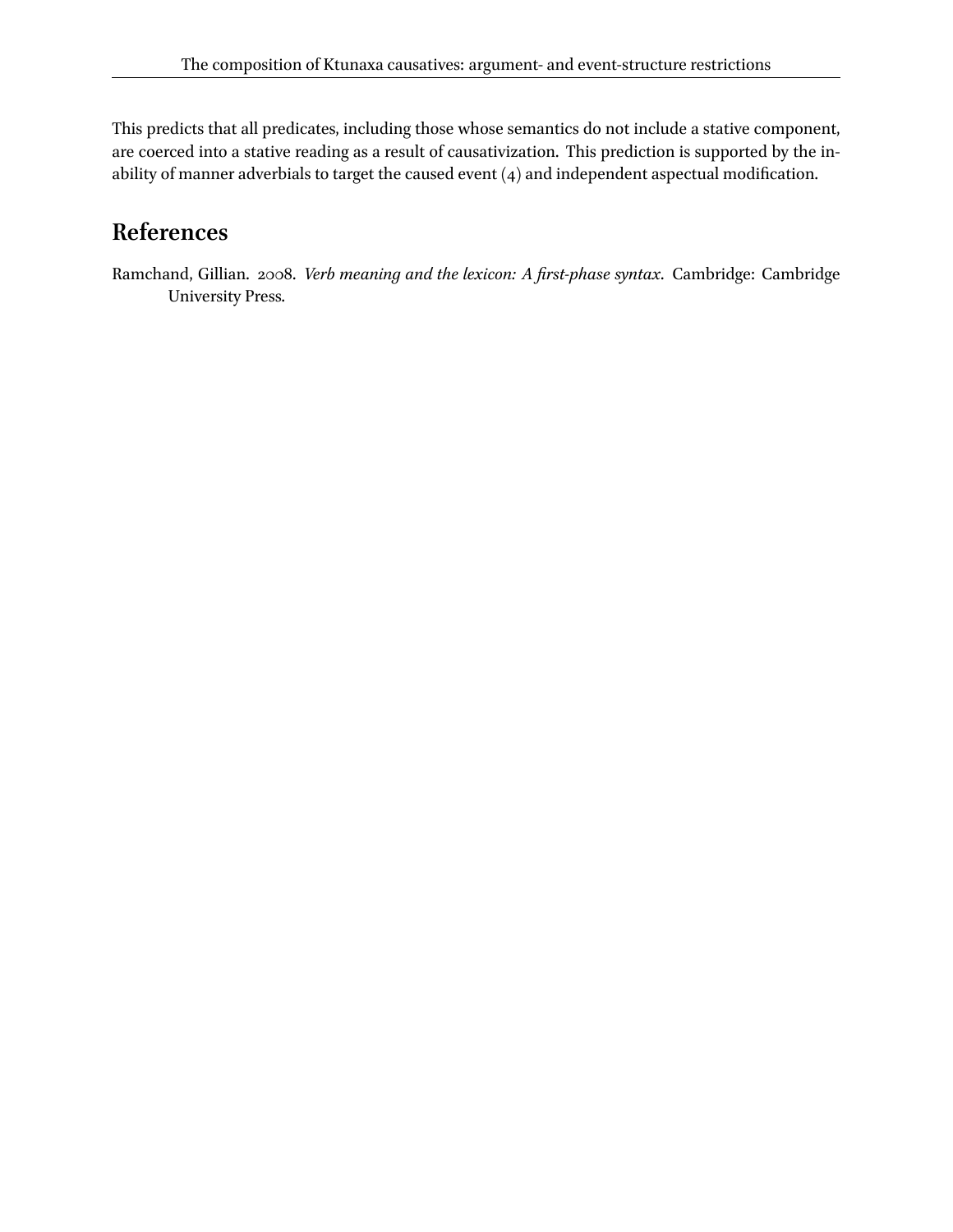This predicts that all predicates, including those whose semantics do not include a stative component, are coerced into a stative reading as a result of causativization. This prediction is supported by the inability of manner adverbials to target the caused event (4) and independent aspectual modification.

# References

Ramchand, Gillian. 2008. *Verb meaning and the lexicon: A first-phase syntax*. Cambridge: Cambridge University Press.